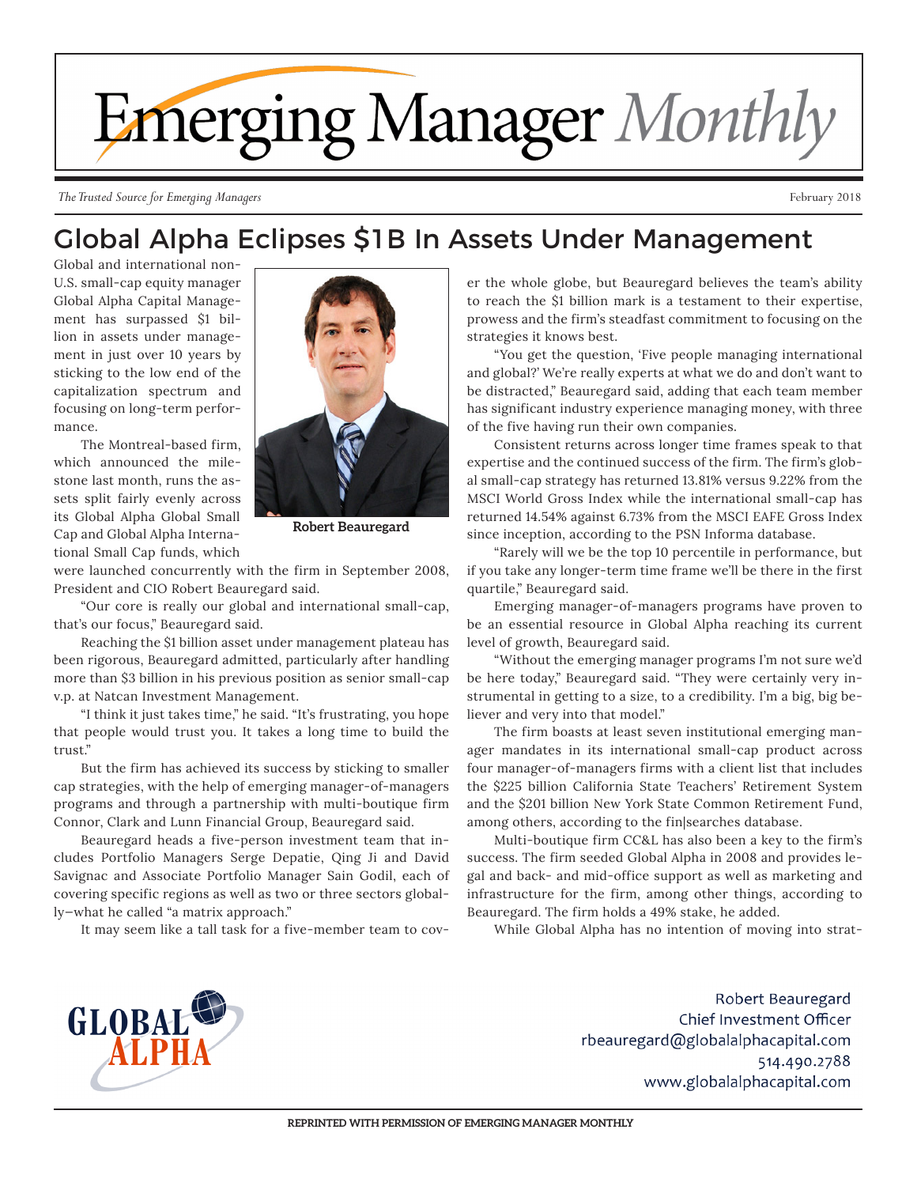# Emerging Manager *Monthly*

*The Trusted Source for Emerging Managers*

February 2018

## Global Alpha Eclipses $1B In Assets Under Management

Global and international non-U.S. small-cap equity manager Global Alpha Capital Management has surpassed $1 billion in assets under management in just over 10 years by sticking to the low end of the capitalization spectrum and focusing on long-term performance.

**Robert Beauregard**

The Montreal-based firm, which announced the milestone last month, runs the assets split fairly evenly across its Global Alpha Global Small Cap and Global Alpha International Small Cap funds, which were launched concurrently with the firm in September 2008, President and CIO Robert Beauregard said.

"Our core is really our global and international small-cap, that's our focus," Beauregard said.

Reaching the $1 billion asset under management plateau has been rigorous, Beauregard admitted, particularly after handling more than $3 billion in his previous position as senior small-cap v.p. at Natcan Investment Management.

"I think it just takes time," he said. "It's frustrating, you hope that people would trust you. It takes a long time to build the trust."

But the firm has achieved its success by sticking to smaller cap strategies, with the help of emerging manager-of-managers programs and through a partnership with multi-boutique firm Connor, Clark and Lunn Financial Group, Beauregard said.

Beauregard heads a five-person investment team that includes Portfolio Managers Serge Depatie, Qing Ji and David Savignac and Associate Portfolio Manager Sain Godil, each of covering specific regions as well as two or three sectors globally—what he called "a matrix approach."

It may seem like a tall task for a five-member team to cover the whole globe, but Beauregard believes the team's ability to reach the $1 billion mark is a testament to their expertise, prowess and the firm's steadfast commitment to focusing on the strategies it knows best.

"You get the question, 'Five people managing international and global?' We're really experts at what we do and don't want to be distracted," Beauregard said, adding that each team member has significant industry experience managing money, with three of the five having run their own companies.

Consistent returns across longer time frames speak to that expertise and the continued success of the firm. The firm's global small-cap strategy has returned 13.81% versus 9.22% from the MSCI World Gross Index while the international small-cap has returned 14.54% against 6.73% from the MSCI EAFE Gross Index since inception, according to the PSN Informa database.

"Rarely will we be the top 10 percentile in performance, but if you take any longer-term time frame we'll be there in the first quartile," Beauregard said.

Emerging manager-of-managers programs have proven to be an essential resource in Global Alpha reaching its current level of growth, Beauregard said.

"Without the emerging manager programs I'm not sure we'd be here today," Beauregard said. "They were certainly very instrumental in getting to a size, to a credibility. I'm a big, big believer and very into that model."

The firm boasts at least seven institutional emerging manager mandates in its international small-cap product across four manager-of-managers firms with a client list that includes the $225 billion California State Teachers' Retirement System and the $201 billion New York State Common Retirement Fund, among others, according to the fin|searches database.

Multi-boutique firm CC&L has also been a key to the firm's success. The firm seeded Global Alpha in 2008 and provides legal and back- and mid-office support as well as marketing and infrastructure for the firm, among other things, according to Beauregard. The firm holds a 49% stake, he added.

While Global Alpha has no intention of moving into strat-

GLOBAL ALPHA

Robert Beauregard
Chief Investment Officer
rbeauregard@globalalphacapital.com
514.490.2788
www.globalalphacapital.com

REPRINTED WITH PERMISSION OF EMERGING MANAGER MONTHLY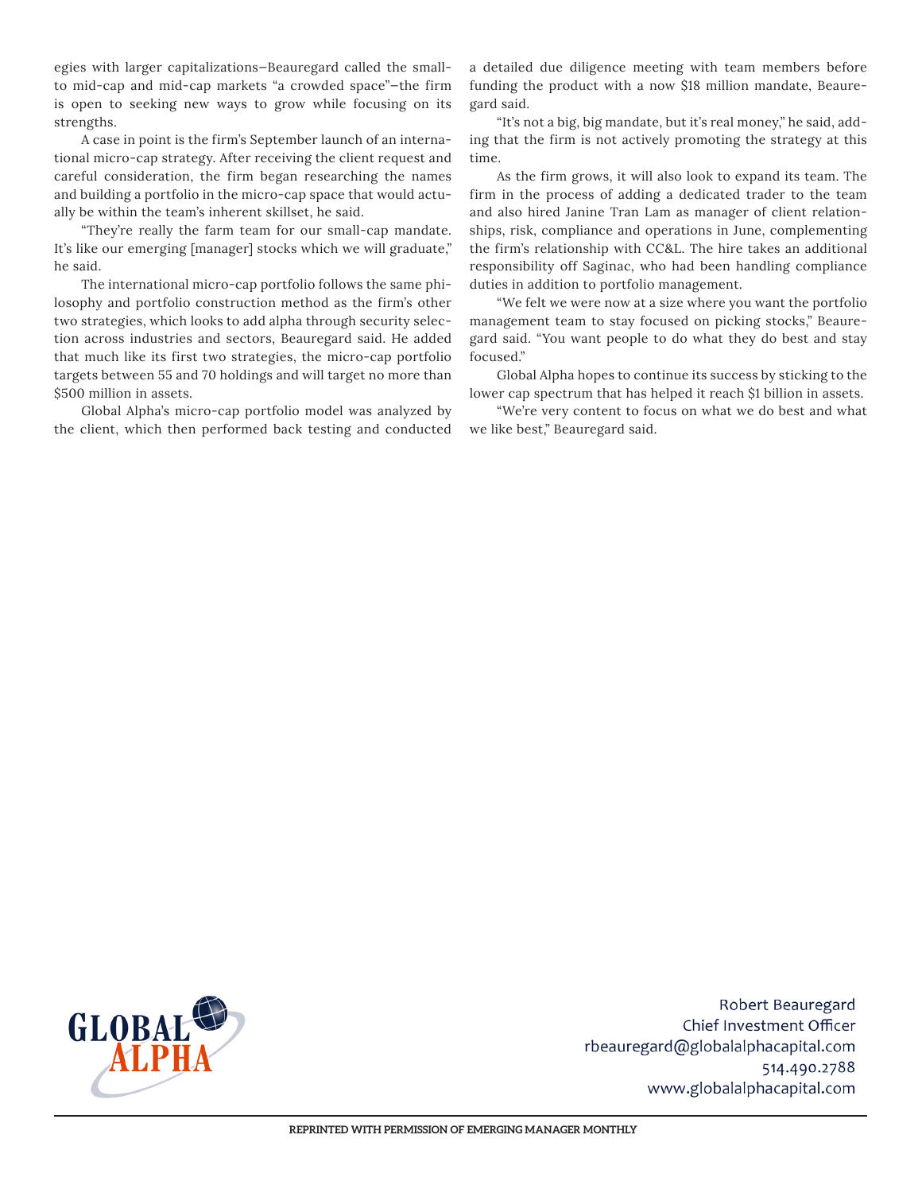egies with larger capitalizations—Beauregard called the small- to mid-cap and mid-cap markets "a crowded space"—the firm is open to seeking new ways to grow while focusing on its strengths.

A case in point is the firm's September launch of an international micro-cap strategy. After receiving the client request and careful consideration, the firm began researching the names and building a portfolio in the micro-cap space that would actually be within the team's inherent skillset, he said.

"They're really the farm team for our small-cap mandate. It's like our emerging [manager] stocks which we will graduate," he said.

The international micro-cap portfolio follows the same philosophy and portfolio construction method as the firm's other two strategies, which looks to add alpha through security selection across industries and sectors, Beauregard said. He added that much like its first two strategies, the micro-cap portfolio targets between 55 and 70 holdings and will target no more than $500 million in assets.

Global Alpha's micro-cap portfolio model was analyzed by the client, which then performed back testing and conducted a detailed due diligence meeting with team members before funding the product with a now $18 million mandate, Beauregard said.

"It's not a big, big mandate, but it's real money," he said, adding that the firm is not actively promoting the strategy at this time.

As the firm grows, it will also look to expand its team. The firm in the process of adding a dedicated trader to the team and also hired Janine Tran Lam as manager of client relationships, risk, compliance and operations in June, complementing the firm's relationship with CC&L. The hire takes an additional responsibility off Saginac, who had been handling compliance duties in addition to portfolio management.

"We felt we were now at a size where you want the portfolio management team to stay focused on picking stocks," Beauregard said. "You want people to do what they do best and stay focused."

Global Alpha hopes to continue its success by sticking to the lower cap spectrum that has helped it reach $1 billion in assets.

"We're very content to focus on what we do best and what we like best," Beauregard said.

GLOBAL ALPHA

Robert Beauregard
Chief Investment Officer
rbeauregard@globalalphacapital.com
514.490.2788
www.globalalphacapital.com

REPRINTED WITH PERMISSION OF EMERGING MANAGER MONTHLY